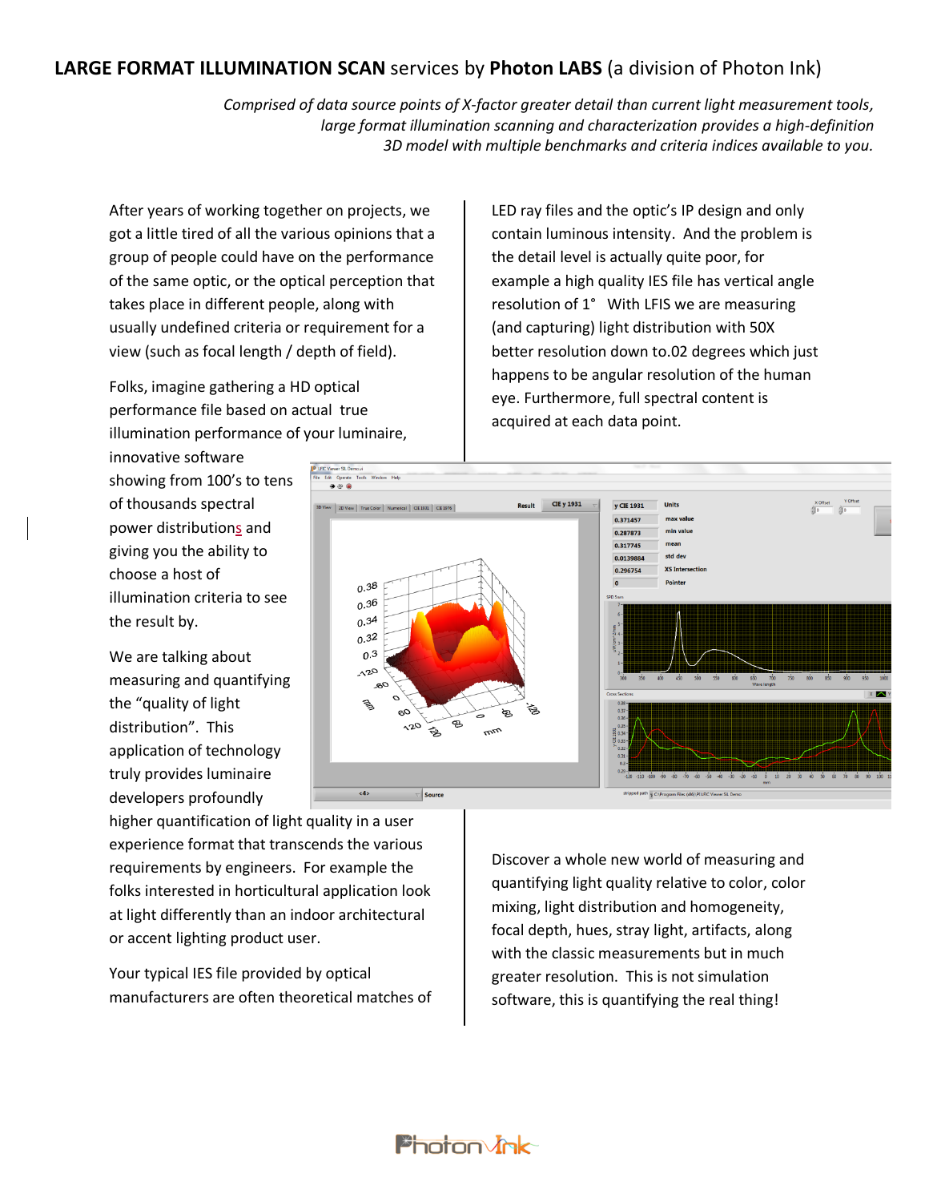# **LARGE FORMAT ILLUMINATION SCAN** services by **Photon LABS** (a division of Photon Ink)

*Comprised of data source points of X-factor greater detail than current light measurement tools, large format illumination scanning and characterization provides a high-definition 3D model with multiple benchmarks and criteria indices available to you.*

After years of working together on projects, we got a little tired of all the various opinions that a group of people could have on the performance of the same optic, or the optical perception that takes place in different people, along with usually undefined criteria or requirement for a view (such as focal length / depth of field).

Folks, imagine gathering a HD optical performance file based on actual true illumination performance of your luminaire, innovative software showing from 100's to tens of thousands spectral power distributions and giving you the ability to choose a host of illumination criteria to see the result by.

We are talking about measuring and quantifying the "quality of light distribution". This application of technology truly provides luminaire developers profoundly higher quantification of light quality in a user experience format that transcends the various requirements by engineers. For example the folks interested in horticultural application look at light differently than an indoor architectural or accent lighting product user.

Your typical IES file provided by optical manufacturers are often theoretical matches of LED ray files and the optic's IP design and only contain luminous intensity. And the problem is the detail level is actually quite poor, for example a high quality IES file has vertical angle resolution of 1° With LFIS we are measuring (and capturing) light distribution with 50X better resolution down to.02 degrees which just happens to be angular resolution of the human eye. Furthermore, full spectral content is acquired at each data point.

Discover a whole new world of measuring and quantifying light quality relative to color, color mixing, light distribution and homogeneity, focal depth, hues, stray light, artifacts, along with the classic measurements but in much greater resolution. This is not simulation software, this is quantifying the real thing!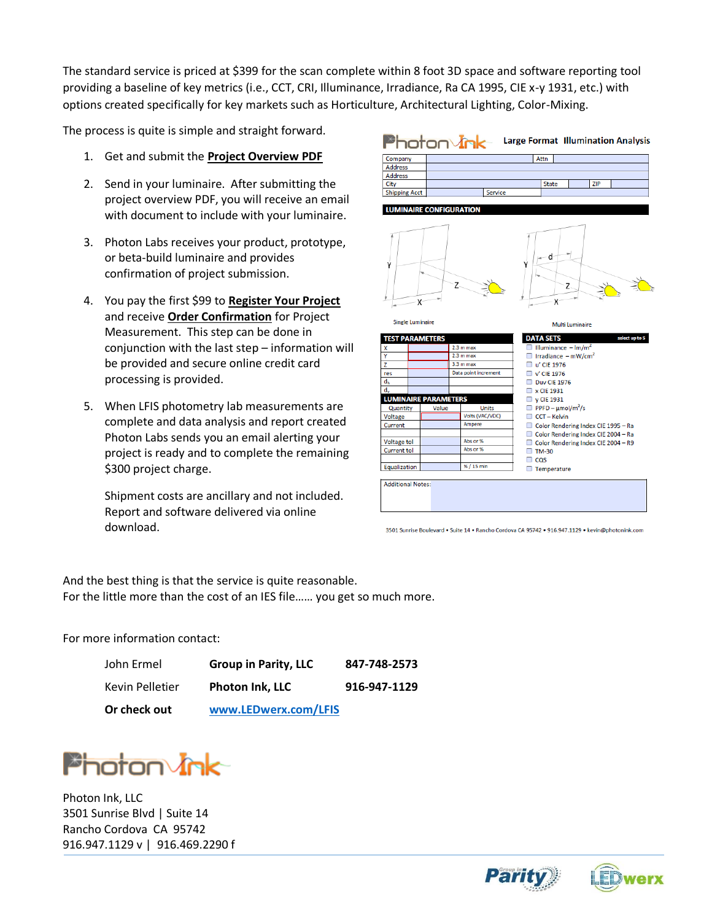The standard service is priced at $399 for the scan complete within 8 foot 3D space and software reporting tool providing a baseline of key metrics (i.e., CCT, CRI, Illuminance, Irradiance, Ra CA 1995, CIE x-y 1931, etc.) with options created specifically for key markets such as Horticulture, Architectural Lighting, Color-Mixing.

The process is quite is simple and straight forward.

1. Get and submit the **Project Overview PDF**
2. Send in your luminaire. After submitting the project overview PDF, you will receive an email with document to include with your luminaire.
3. Photon Labs receives your product, prototype, or beta-build luminaire and provides confirmation of project submission.
4. You pay the first $99 to **Register Your Project** and receive **Order Confirmation** for Project Measurement. This step can be done in conjunction with the last step – information will be provided and secure online credit card processing is provided.
5. When LFIS photometry lab measurements are complete and data analysis and report created Photon Labs sends you an email alerting your project is ready and to complete the remaining $300 project charge.

   Shipment costs are ancillary and not included. Report and software delivered via online download.

Photon Ink **Large Format Illumination Analysis**

| | | | | | |
|---|---|---|---|---|---|
| Company | | Attn | | | |
| Address | | | | | |
| Address | | | | | |
| City | | State | | ZIP | |
| Shipping Acct | | Service | | | |

**LUMINAIRE CONFIGURATION**

Single Luminaire

Multi Luminaire

**TEST PARAMETERS**

| | | |
|---|---|---|
| X | | 2.3 m max |
| Y | | 2.3 m max |
| Z | | 3.3 m max |
| res | | Data point increment |
| $d_x$ | | |
| $d_y$ | | |

**LUMINAIRE PARAMETERS**

| Quantity | Value | Units |
|---|---|---|
| Voltage | | Volts (VAC/VDC) |
| Current | | Ampere |
| | | |
| Voltage tol | | Abs or % |
| Current tol | | Abs or % |
| | | |
| Equalization | | % / 15 min |

**DATA SETS** select up to 5

- ☐ Illuminance – lm/m$^2$
- ☐ Irradiance – mW/cm$^2$
- ☐ u' CIE 1976
- ☐ v' CIE 1976
- ☐ Duv CIE 1976
- ☐ x CIE 1931
- ☐ y CIE 1931
- ☐ PPFD – µmol/m$^2$/s
- ☐ CCT – Kelvin
- ☐ Color Rendering Index CIE 1995 – Ra
- ☐ Color Rendering Index CIE 2004 – Ra
- ☐ Color Rendering Index CIE 2004 – R9
- ☐ TM-30
- ☐ COS
- ☐ Temperature

Additional Notes:

3501 Sunrise Boulevard • Suite 14 • Rancho Cordova CA 95742 • 916.947.1129 • kevin@photonink.com

And the best thing is that the service is quite reasonable.
For the little more than the cost of an IES file…… you get so much more.

For more information contact:

| | | |
|---|---|---|
| John Ermel | **Group in Parity, LLC** | **847-748-2573** |
| Kevin Pelletier | **Photon Ink, LLC** | **916-947-1129** |
| **Or check out** | **www.LEDwerx.com/LFIS** | |

Photon Ink, LLC
3501 Sunrise Blvd | Suite 14
Rancho Cordova CA 95742
916.947.1129 v | 916.469.2290 f